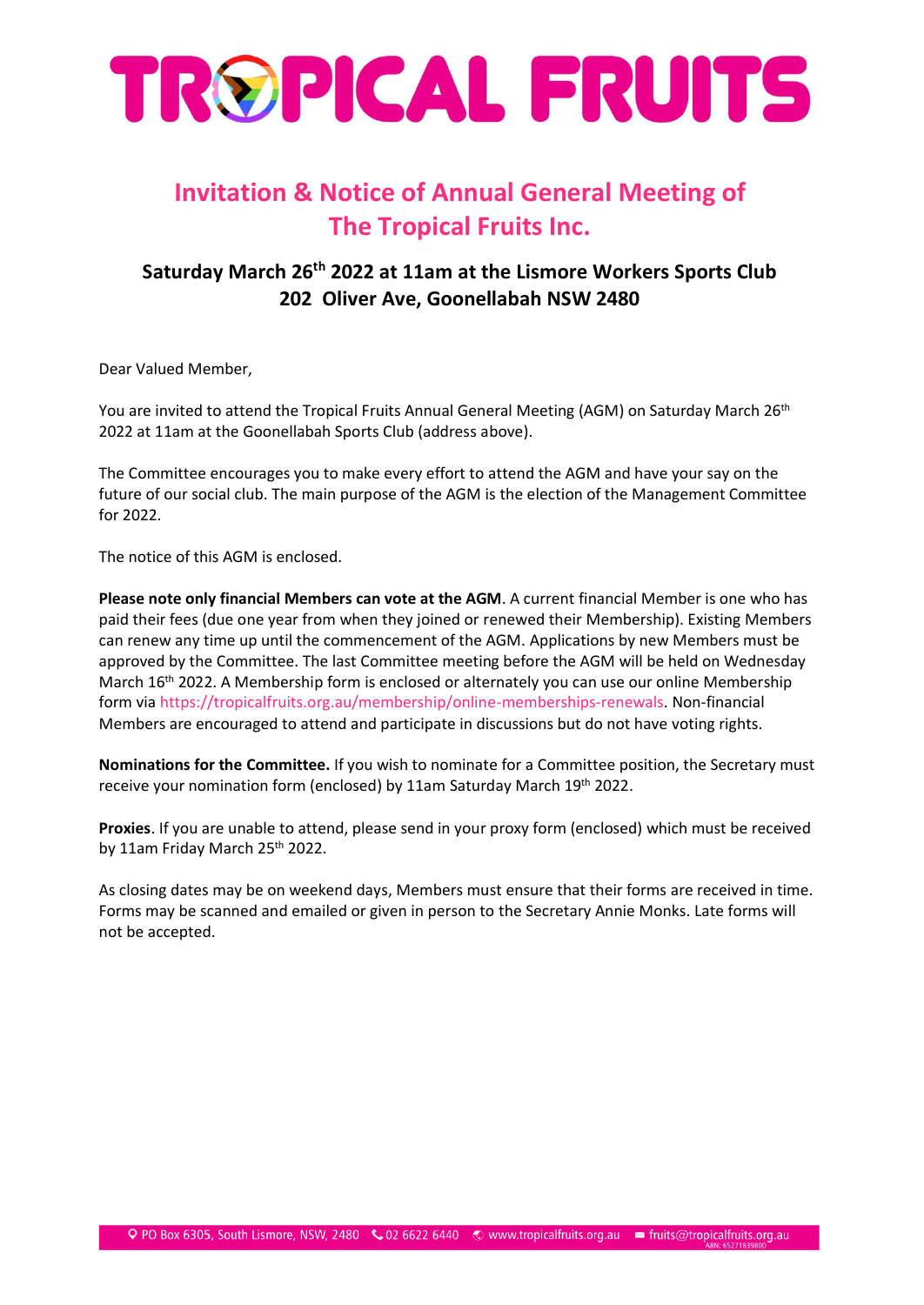# TROPICAL FRUITS

## Invitation & Notice of Annual General Meeting of The Tropical Fruits Inc.

### Saturday March 26th 2022 at 11am at the Lismore Workers Sports Club 202 Oliver Ave, Goonellabah NSW 2480

Dear Valued Member,

You are invited to attend the Tropical Fruits Annual General Meeting (AGM) on Saturday March 26th 2022 at 11am at the Goonellabah Sports Club (address above).

The Committee encourages you to make every effort to attend the AGM and have your say on the future of our social club. The main purpose of the AGM is the election of the Management Committee for 2022.

The notice of this AGM is enclosed.

**Please note only financial Members can vote at the AGM**. A current financial Member is one who has paid their fees (due one year from when they joined or renewed their Membership). Existing Members can renew any time up until the commencement of the AGM. Applications by new Members must be approved by the Committee. The last Committee meeting before the AGM will be held on Wednesday March 16th 2022. A Membership form is enclosed or alternately you can use our online Membership form via https://tropicalfruits.org.au/membership/online-memberships-renewals. Non-financial Members are encouraged to attend and participate in discussions but do not have voting rights.

**Nominations for the Committee.** If you wish to nominate for a Committee position, the Secretary must receive your nomination form (enclosed) by 11am Saturday March 19th 2022.

**Proxies**. If you are unable to attend, please send in your proxy form (enclosed) which must be received by 11am Friday March 25th 2022.

As closing dates may be on weekend days, Members must ensure that their forms are received in time. Forms may be scanned and emailed or given in person to the Secretary Annie Monks. Late forms will not be accepted.

PO Box 6305, South Lismore, NSW, 2480 | 02 6622 6440 | www.tropicalfruits.org.au | fruits@tropicalfruits.org.au
ABN: 65271839800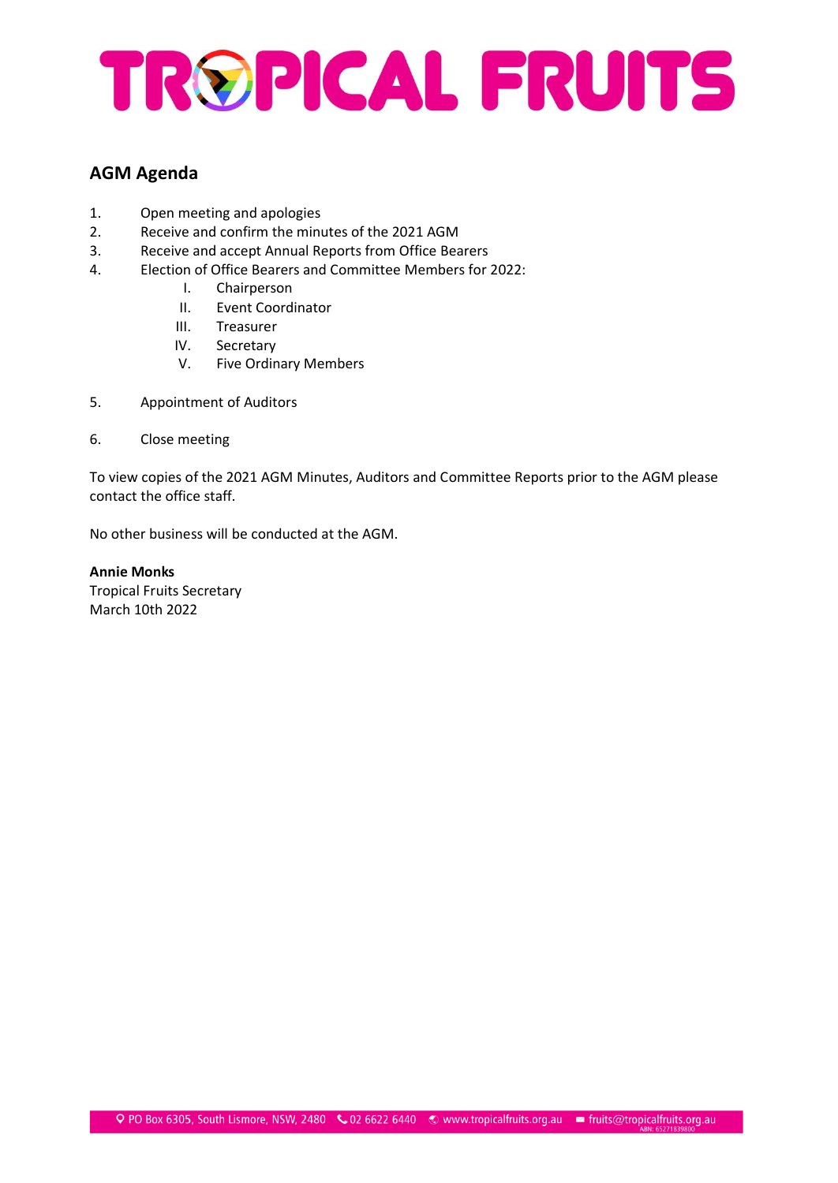# TROPICAL FRUITS

## AGM Agenda

1. Open meeting and apologies
2. Receive and confirm the minutes of the 2021 AGM
3. Receive and accept Annual Reports from Office Bearers
4. Election of Office Bearers and Committee Members for 2022:
   - I. Chairperson
   - II. Event Coordinator
   - III. Treasurer
   - IV. Secretary
   - V. Five Ordinary Members
5. Appointment of Auditors
6. Close meeting

To view copies of the 2021 AGM Minutes, Auditors and Committee Reports prior to the AGM please contact the office staff.

No other business will be conducted at the AGM.

**Annie Monks**
Tropical Fruits Secretary
March 10th 2022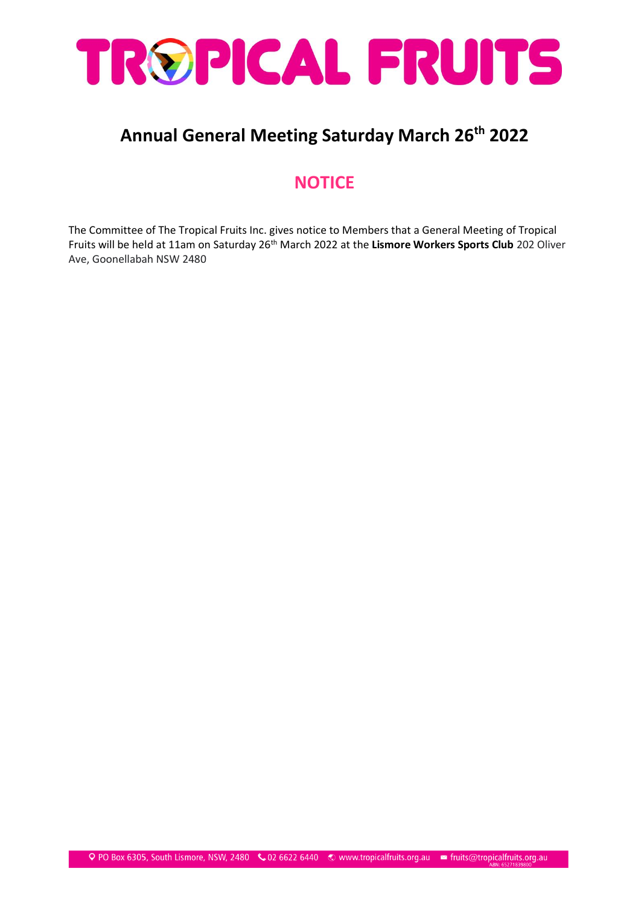# TROPICAL FRUITS

## Annual General Meeting Saturday March 26th 2022

### NOTICE

The Committee of The Tropical Fruits Inc. gives notice to Members that a General Meeting of Tropical Fruits will be held at 11am on Saturday 26th March 2022 at the **Lismore Workers Sports Club** 202 Oliver Ave, Goonellabah NSW 2480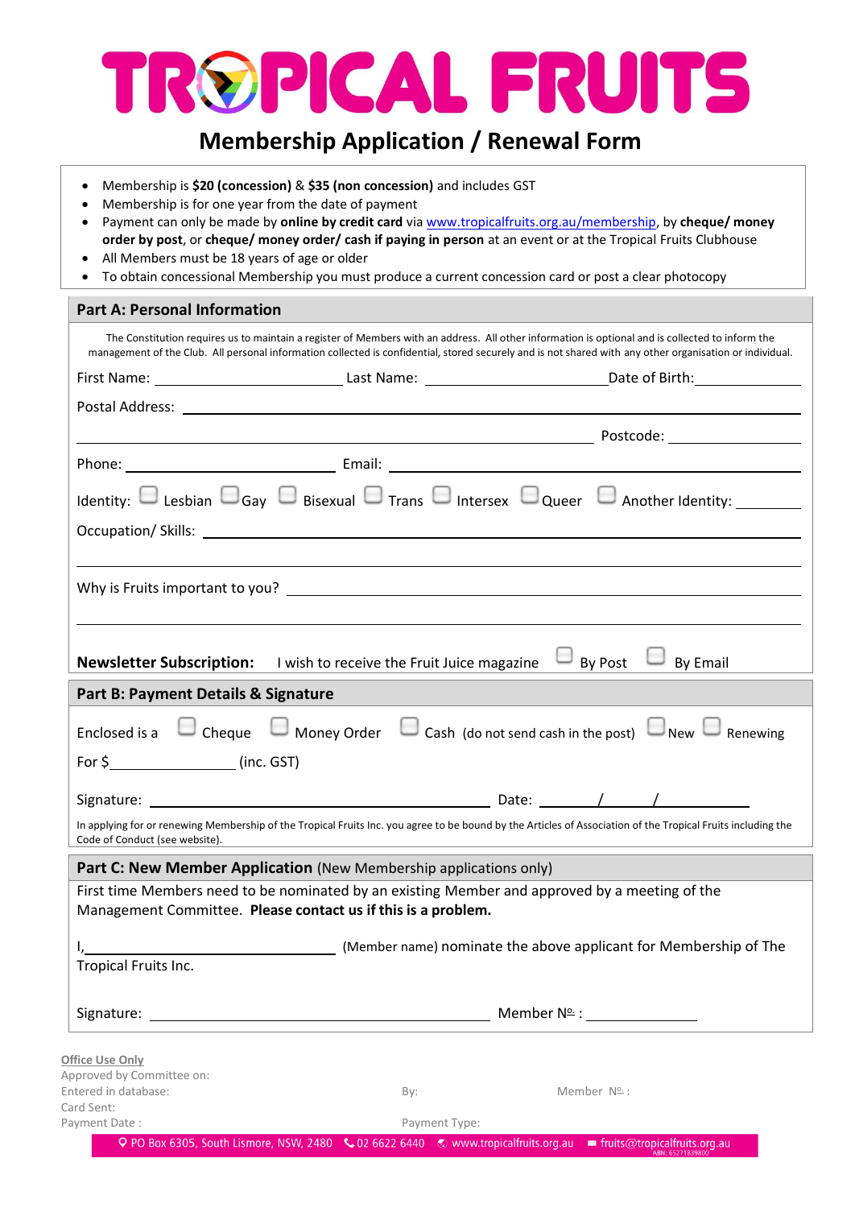# TROPICAL FRUITS

## Membership Application / Renewal Form

- Membership is **$20 (concession)** & **$35 (non concession)** and includes GST
- Membership is for one year from the date of payment
- Payment can only be made by **online by credit card** via www.tropicalfruits.org.au/membership, by **cheque/ money order by post**, or **cheque/ money order/ cash if paying in person** at an event or at the Tropical Fruits Clubhouse
- All Members must be 18 years of age or older
- To obtain concessional Membership you must produce a current concession card or post a clear photocopy

### Part A: Personal Information

The Constitution requires us to maintain a register of Members with an address. All other information is optional and is collected to inform the management of the Club. All personal information collected is confidential, stored securely and is not shared with any other organisation or individual.

First Name: ____________________ Last Name: ____________________ Date of Birth: __________

Postal Address: ______________________________________________

______________________________________________ Postcode: __________

Phone: ____________________ Email: ______________________________

Identity: ☐ Lesbian ☐ Gay ☐ Bisexual ☐ Trans ☐ Intersex ☐ Queer ☐ Another Identity: ________

Occupation/ Skills: ______________________________________________

______________________________________________

Why is Fruits important to you? ______________________________________________

______________________________________________

**Newsletter Subscription:** I wish to receive the Fruit Juice magazine ☐ By Post ☐ By Email

### Part B: Payment Details & Signature

Enclosed is a ☐ Cheque ☐ Money Order ☐ Cash (do not send cash in the post) ☐ New ☐ Renewing

For $______________ (inc. GST)

Signature: ______________________________ Date: ____/____/________

In applying for or renewing Membership of the Tropical Fruits Inc. you agree to be bound by the Articles of Association of the Tropical Fruits including the Code of Conduct (see website).

### Part C: New Member Application (New Membership applications only)

First time Members need to be nominated by an existing Member and approved by a meeting of the Management Committee. **Please contact us if this is a problem.**

I, ______________________ (Member name) nominate the above applicant for Membership of The Tropical Fruits Inc.

Signature: ______________________________ Member №: __________

**Office Use Only**

Approved by Committee on:

Entered in database: By: Member №:

Card Sent:

Payment Date : Payment Type:

PO Box 6305, South Lismore, NSW, 2480 02 6622 6440 www.tropicalfruits.org.au fruits@tropicalfruits.org.au

ABN: 65271839800